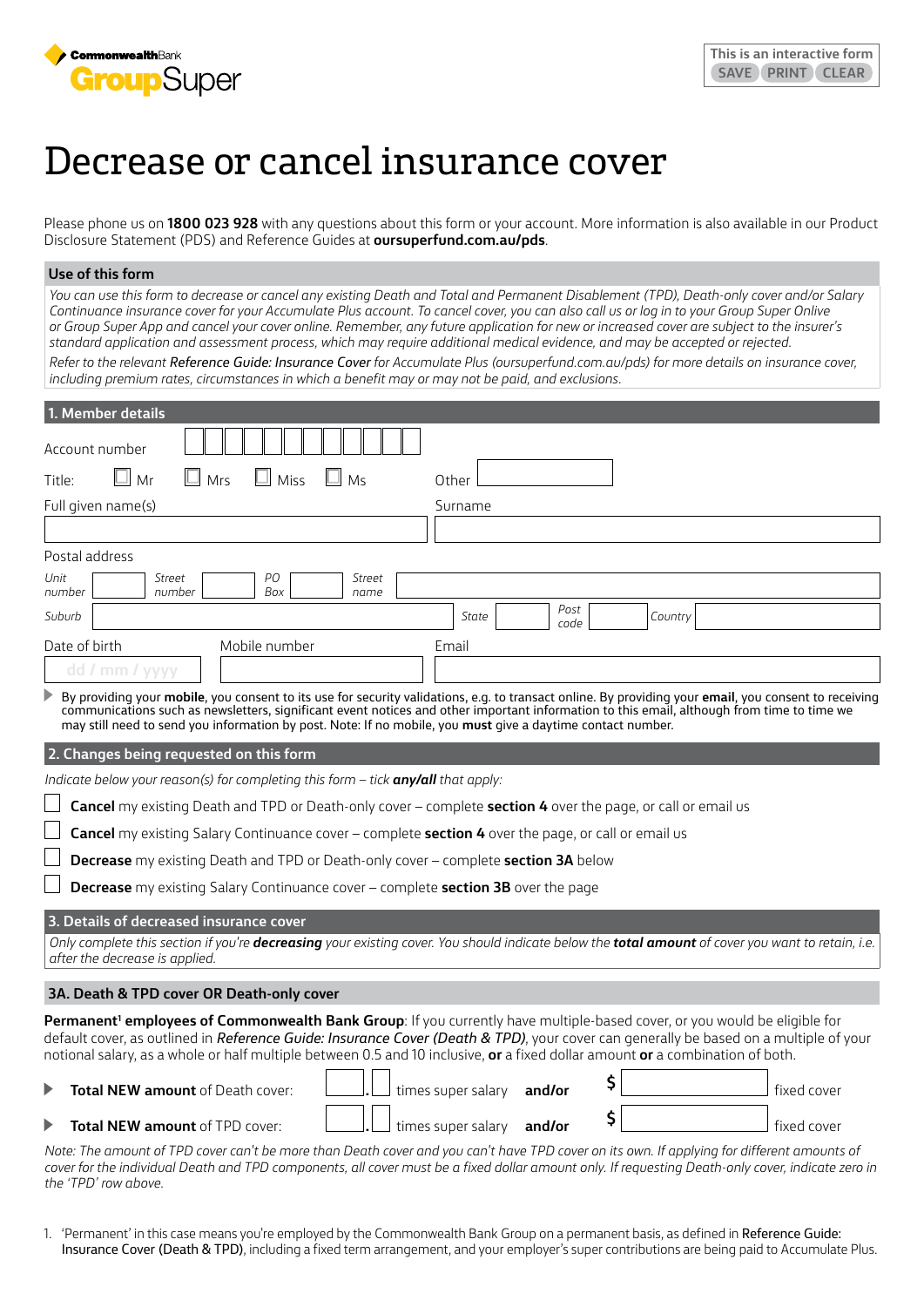CommonwealthBank GroupSuper

This is an interactive form SAVE PRINT CLEAR

# Decrease or cancel insurance cover

Please phone us on **1800 023 928** with any questions about this form or your account. More information is also available in our Product Disclosure Statement (PDS) and Reference Guides at **oursuperfund.com.au/pds**.

## Use of this form

*You can use this form to decrease or cancel any existing Death and Total and Permanent Disablement (TPD), Death-only cover and/or Salary Continuance insurance cover for your Accumulate Plus account. To cancel cover, you can also call us or log in to your Group Super Online or Group Super App and cancel your cover online. Remember, any future application for new or increased cover are subject to the insurer's standard application and assessment process, which may require additional medical evidence, and may be accepted or rejected.*

*Refer to the relevant* Reference Guide: Insurance Cover *for Accumulate Plus (oursuperfund.com.au/pds) for more details on insurance cover, including premium rates, circumstances in which a benefit may or may not be paid, and exclusions.*

## 1. Member details

Account number

Title: ☐ Mr ☐ Mrs ☐ Miss ☐ Ms Other

Full given name(s) Surname

Postal address

*Unit number* *Street number* *PO Box* *Street name*

*Suburb* *State* *Post code* *Country*

Date of birth dd / mm / yyyy Mobile number Email

▶ By providing your **mobile**, you consent to its use for security validations, e.g. to transact online. By providing your **email**, you consent to receiving communications such as newsletters, significant event notices and other important information to this email, although from time to time we may still need to send you information by post. Note: If no mobile, you **must** give a daytime contact number.

## 2. Changes being requested on this form

*Indicate below your reason(s) for completing this form – tick* ***any/all*** *that apply:*

☐ **Cancel** my existing Death and TPD or Death-only cover – complete **section 4** over the page, or call or email us

☐ **Cancel** my existing Salary Continuance cover – complete **section 4** over the page, or call or email us

☐ **Decrease** my existing Death and TPD or Death-only cover – complete **section 3A** below

☐ **Decrease** my existing Salary Continuance cover – complete **section 3B** over the page

## 3. Details of decreased insurance cover

*Only complete this section if you're* ***decreasing*** *your existing cover. You should indicate below the* ***total amount*** *of cover you want to retain, i.e. after the decrease is applied.*

### 3A. Death & TPD cover OR Death-only cover

**Permanent[1] employees of Commonwealth Bank Group**: If you currently have multiple-based cover, or you would be eligible for default cover, as outlined in *Reference Guide: Insurance Cover (Death & TPD)*, your cover can generally be based on a multiple of your notional salary, as a whole or half multiple between 0.5 and 10 inclusive, **or** a fixed dollar amount **or** a combination of both.

▶ **Total NEW amount** of Death cover: ___ . ___ times super salary **and/or** $ __________ fixed cover

▶ **Total NEW amount** of TPD cover: ___ . ___ times super salary **and/or** $ __________ fixed cover

*Note: The amount of TPD cover can't be more than Death cover and you can't have TPD cover on its own. If applying for different amounts of cover for the individual Death and TPD components, all cover must be a fixed dollar amount only. If requesting Death-only cover, indicate zero in the 'TPD' row above.*

1. 'Permanent' in this case means you're employed by the Commonwealth Bank Group on a permanent basis, as defined in Reference Guide: Insurance Cover (Death & TPD), including a fixed term arrangement, and your employer's super contributions are being paid to Accumulate Plus.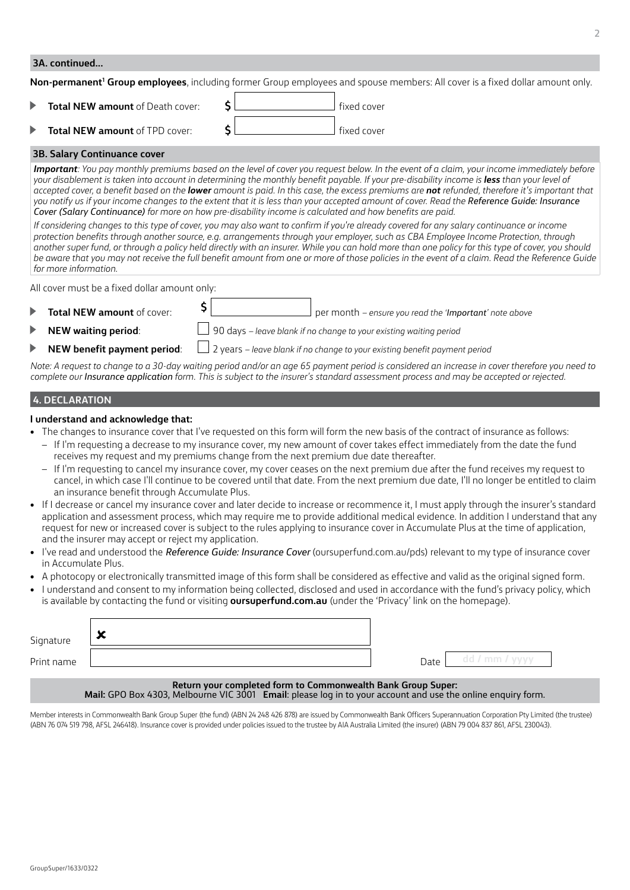### 3A. continued...

**Non-permanent[1] Group employees**, including former Group employees and spouse members: All cover is a fixed dollar amount only.

- **Total NEW amount** of Death cover: $ __________ fixed cover
- **Total NEW amount** of TPD cover: $ __________ fixed cover

### 3B. Salary Continuance cover

***Important***: *You pay monthly premiums based on the level of cover you request below. In the event of a claim, your income immediately before your disablement is taken into account in determining the monthly benefit payable. If your pre-disability income is **less** than your level of accepted cover, a benefit based on the **lower** amount is paid. In this case, the excess premiums are **not** refunded, therefore it's important that you notify us if your income changes to the extent that it is less than your accepted amount of cover. Read the **Reference Guide: Insurance Cover (Salary Continuance)** for more on how pre-disability income is calculated and how benefits are paid.*

*If considering changes to this type of cover, you may also want to confirm if you're already covered for any salary continuance or income protection benefits through another source, e.g. arrangements through your employer, such as CBA Employee Income Protection, through another super fund, or through a policy held directly with an insurer. While you can hold more than one policy for this type of cover, you should be aware that you may not receive the full benefit amount from one or more of those policies in the event of a claim. Read the Reference Guide for more information.*

All cover must be a fixed dollar amount only:

- **Total NEW amount** of cover: $ __________ per month – *ensure you read the '**Important**' note above*
- **NEW waiting period**: ☐ 90 days – *leave blank if no change to your existing waiting period*
- **NEW benefit payment period**: ☐ 2 years – *leave blank if no change to your existing benefit payment period*

*Note: A request to change to a 30-day waiting period and/or an age 65 payment period is considered an increase in cover therefore you need to complete our **Insurance application** form. This is subject to the insurer's standard assessment process and may be accepted or rejected.*

## 4. DECLARATION

**I understand and acknowledge that:**

- The changes to insurance cover that I've requested on this form will form the new basis of the contract of insurance as follows:
  - If I'm requesting a decrease to my insurance cover, my new amount of cover takes effect immediately from the date the fund receives my request and my premiums change from the next premium due date thereafter.
  - If I'm requesting to cancel my insurance cover, my cover ceases on the next premium due after the fund receives my request to cancel, in which case I'll continue to be covered until that date. From the next premium due date, I'll no longer be entitled to claim an insurance benefit through Accumulate Plus.
- If I decrease or cancel my insurance cover and later decide to increase or recommence it, I must apply through the insurer's standard application and assessment process, which may require me to provide additional medical evidence. In addition I understand that any request for new or increased cover is subject to the rules applying to insurance cover in Accumulate Plus at the time of application, and the insurer may accept or reject my application.
- I've read and understood the *Reference Guide: Insurance Cover* (oursuperfund.com.au/pds) relevant to my type of insurance cover in Accumulate Plus.
- A photocopy or electronically transmitted image of this form shall be considered as effective and valid as the original signed form.
- I understand and consent to my information being collected, disclosed and used in accordance with the fund's privacy policy, which is available by contacting the fund or visiting **oursuperfund.com.au** (under the 'Privacy' link on the homepage).

Signature ✘ __________

Print name __________ Date dd / mm / yyyy

**Return your completed form to Commonwealth Bank Group Super:**
**Mail:** GPO Box 4303, Melbourne VIC 3001 **Email**: please log in to your account and use the online enquiry form.

Member interests in Commonwealth Bank Group Super (the fund) (ABN 24 248 426 878) are issued by Commonwealth Bank Officers Superannuation Corporation Pty Limited (the trustee) (ABN 76 074 519 798, AFSL 246418). Insurance cover is provided under policies issued to the trustee by AIA Australia Limited (the insurer) (ABN 79 004 837 861, AFSL 230043).

GroupSuper/1633/0322